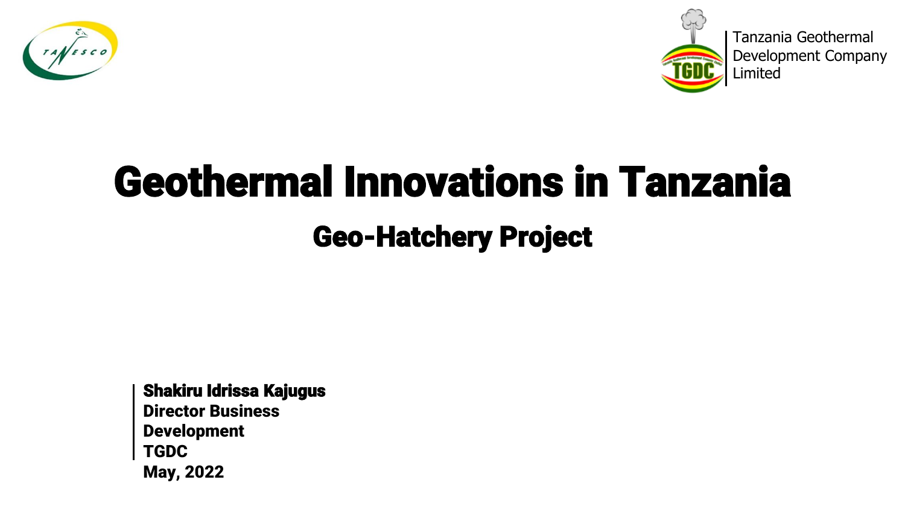Tanzania Geothermal Development Company Limited

# Geothermal Innovations in Tanzania

## Geo-Hatchery Project

**Shakiru Idrissa Kajugus**
**Director Business Development**
**TGDC**
**May, 2022**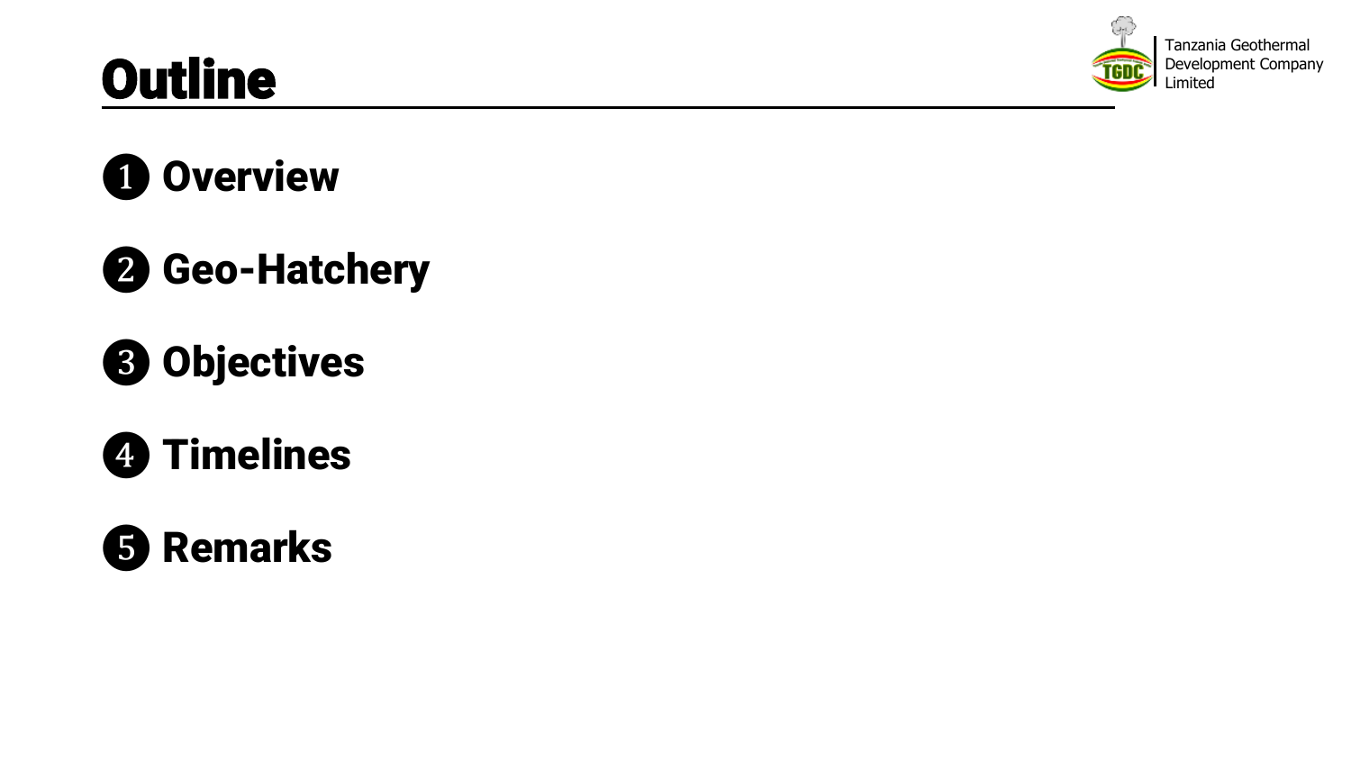# Outline

1. **Overview**
2. **Geo-Hatchery**
3. **Objectives**
4. **Timelines**
5. **Remarks**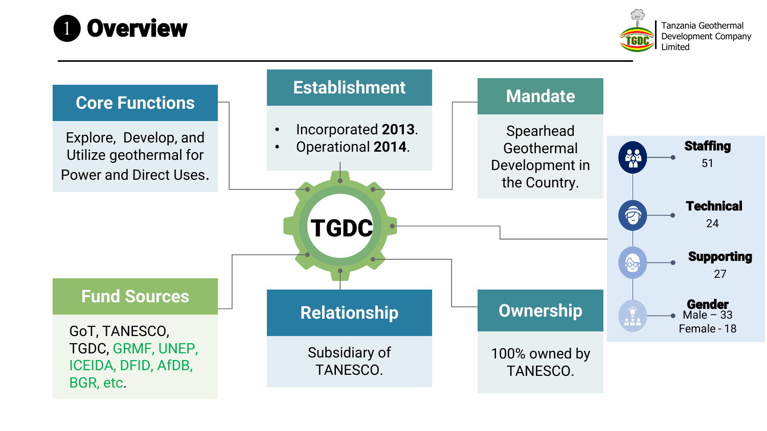# 1 Overview

Tanzania Geothermal Development Company Limited

## TGDC

### Core Functions

Explore, Develop, and Utilize geothermal for Power and Direct Uses.

### Establishment

- Incorporated **2013**.
- Operational **2014**.

### Mandate

Spearhead Geothermal Development in the Country.

### Fund Sources

GoT, TANESCO, TGDC, GRMF, UNEP, ICEIDA, DFID, AfDB, BGR, etc.

### Relationship

Subsidiary of TANESCO.

### Ownership

100% owned by TANESCO.

### Staffing

**Staffing**
51

**Technical**
24

**Supporting**
27

**Gender**
Male – 33
Female - 18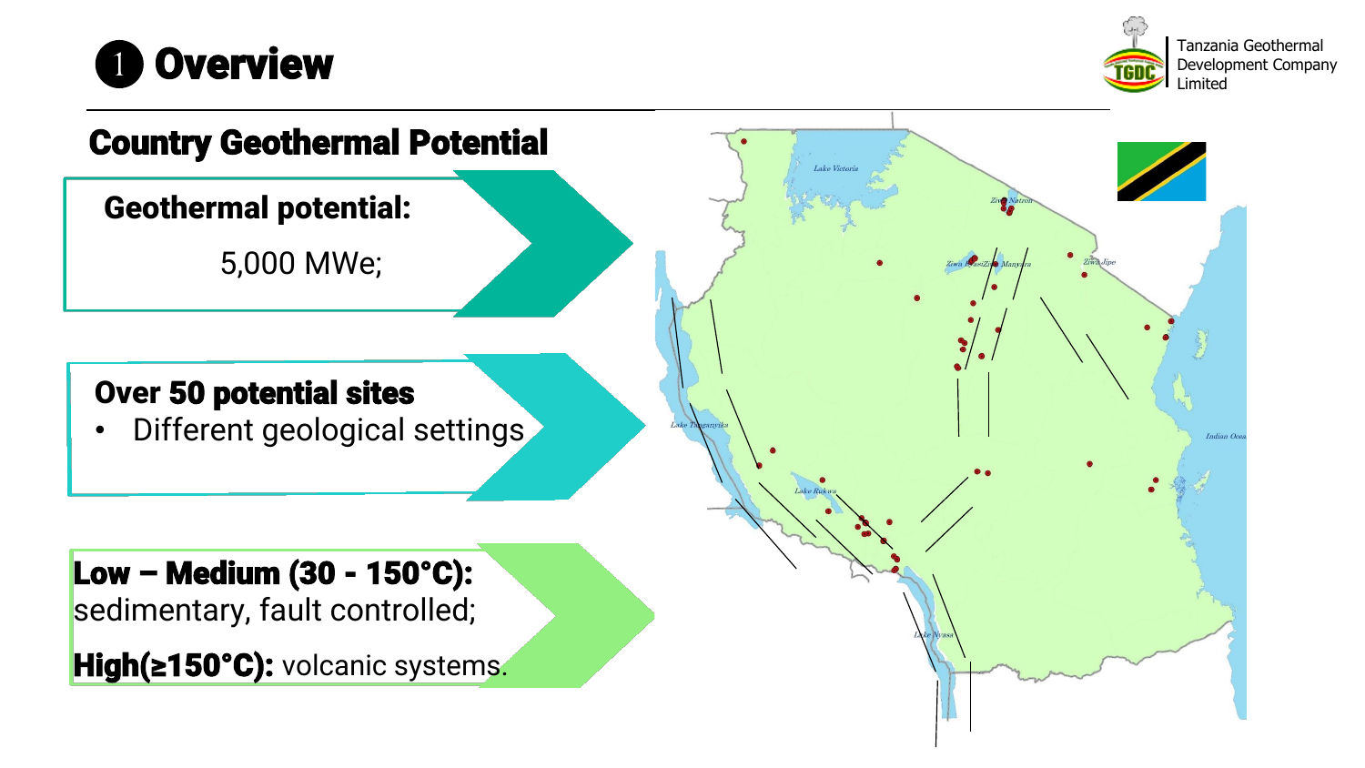# ❶ Overview

## Country Geothermal Potential

**Geothermal potential:**

5,000 MWe;

**Over 50 potential sites**

- Different geological settings

**Low – Medium (30 - 150°C):** sedimentary, fault controlled;

**High(≥150°C):** volcanic systems.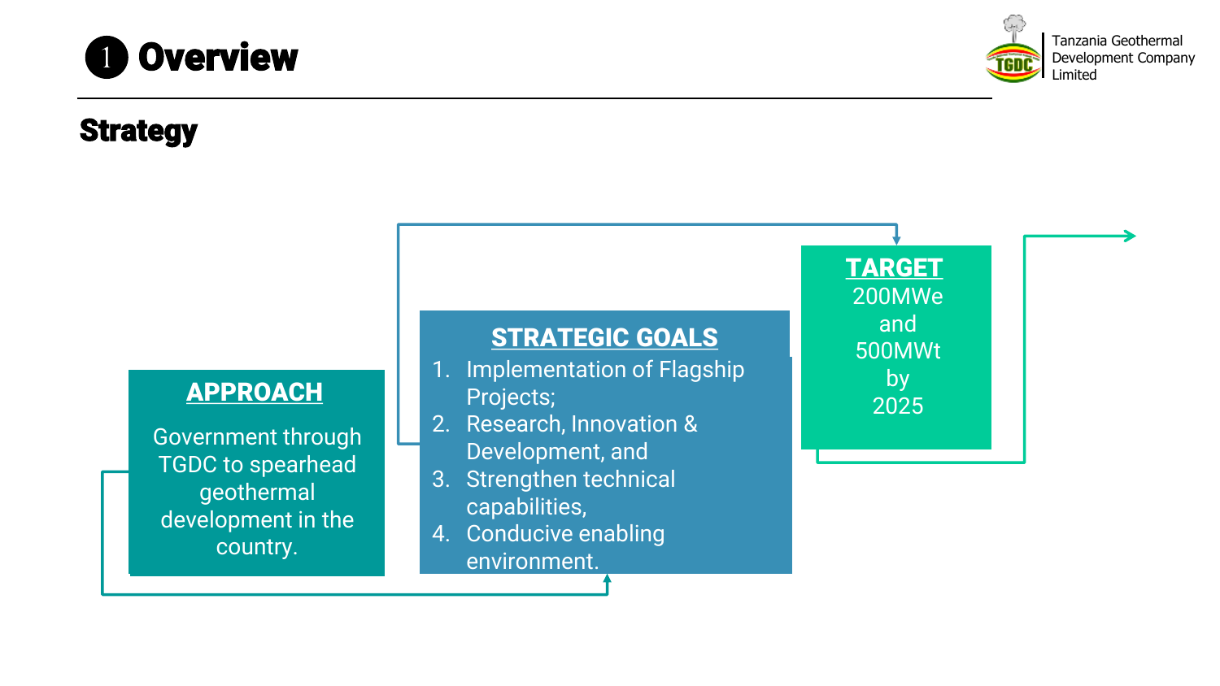# ❶ Overview

## Strategy

**APPROACH**

Government through TGDC to spearhead geothermal development in the country.

**STRATEGIC GOALS**

1. Implementation of Flagship Projects;
2. Research, Innovation & Development, and
3. Strengthen technical capabilities,
4. Conducive enabling environment.

**TARGET**

200MWe and 500MWt by 2025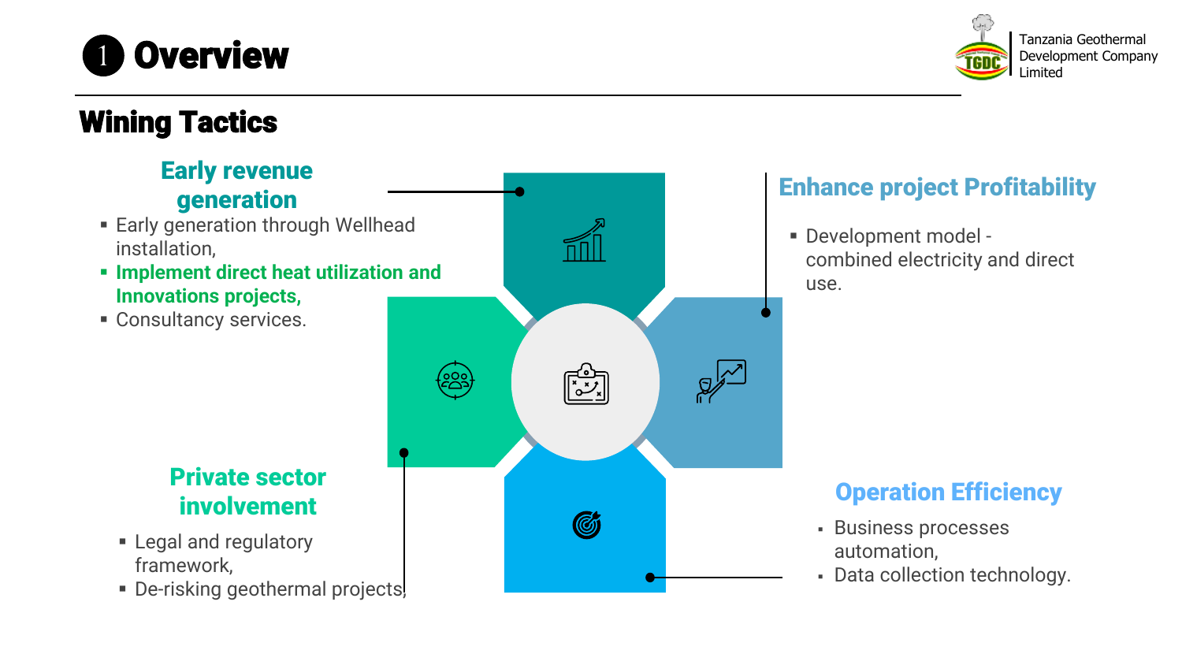# 1 Overview

## Wining Tactics

### Early revenue generation

- Early generation through Wellhead installation,
- **Implement direct heat utilization and Innovations projects,**
- Consultancy services.

### Enhance project Profitability

- Development model - combined electricity and direct use.

### Private sector involvement

- Legal and regulatory framework,
- De-risking geothermal projects,

### Operation Efficiency

- Business processes automation,
- Data collection technology.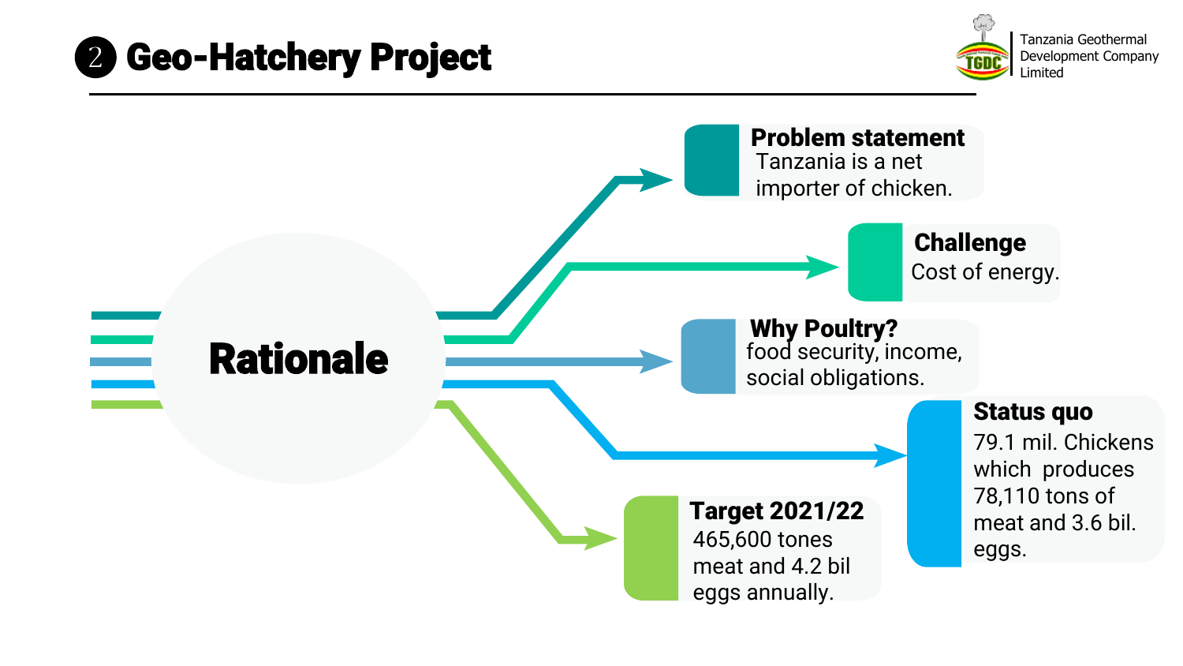# ❷ Geo-Hatchery Project

Tanzania Geothermal Development Company Limited

## Rationale

**Problem statement**
Tanzania is a net importer of chicken.

**Challenge**
Cost of energy.

**Why Poultry?**
food security, income, social obligations.

**Status quo**
79.1 mil. Chickens which produces 78,110 tons of meat and 3.6 bil. eggs.

**Target 2021/22**
465,600 tones meat and 4.2 bil eggs annually.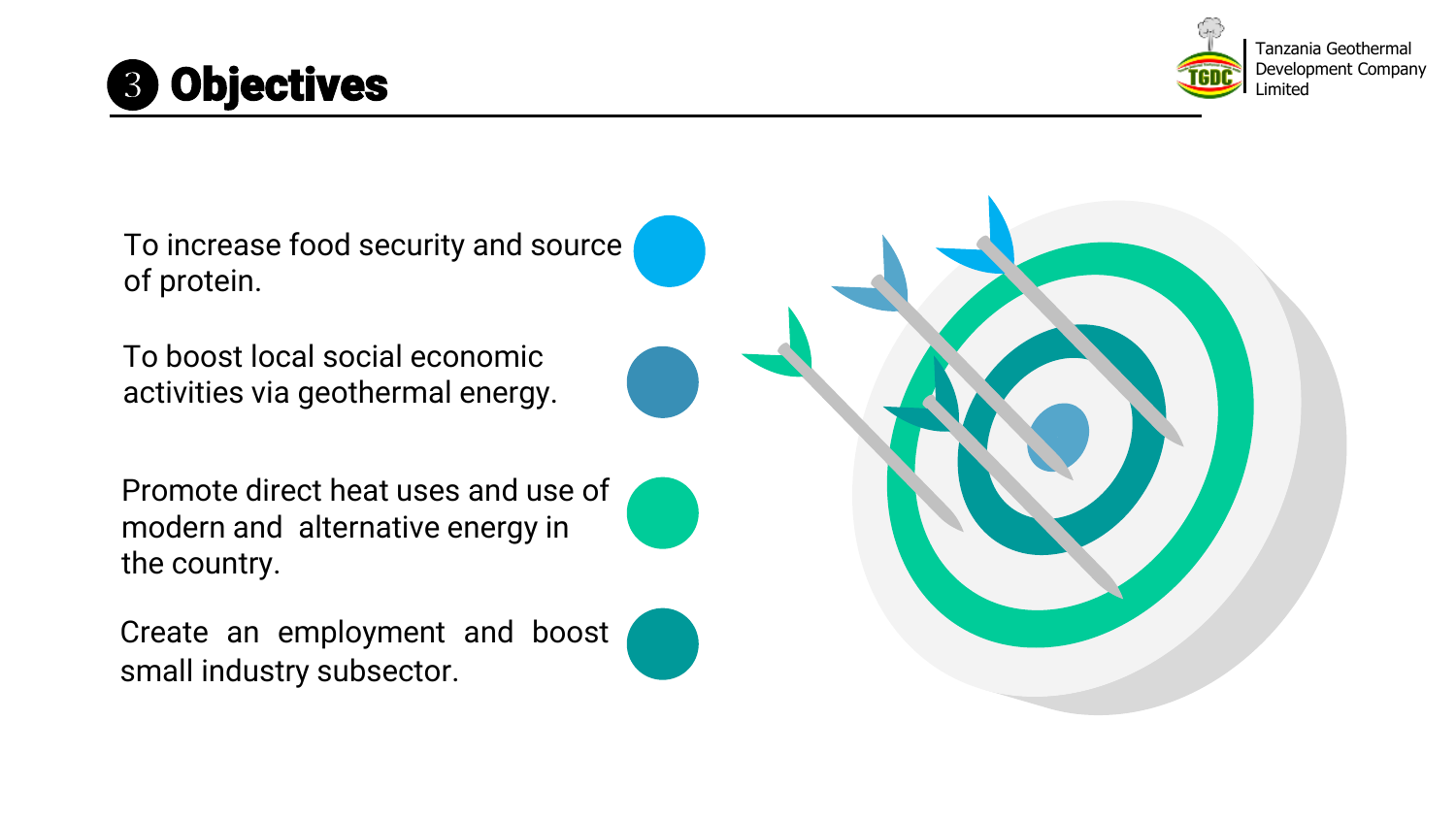# 3 Objectives

- To increase food security and source of protein.
- To boost local social economic activities via geothermal energy.
- Promote direct heat uses and use of modern and alternative energy in the country.
- Create an employment and boost small industry subsector.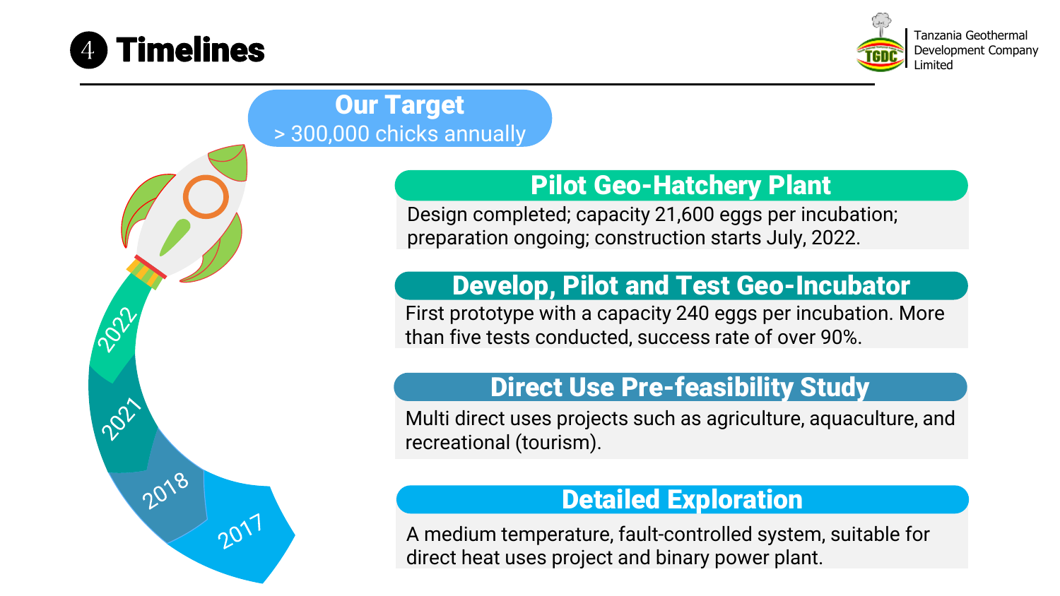# 4 Timelines

Tanzania Geothermal Development Company Limited

**Our Target**
> 300,000 chicks annually

### 2022 — Pilot Geo-Hatchery Plant

Design completed; capacity 21,600 eggs per incubation; preparation ongoing; construction starts July, 2022.

### 2021 — Develop, Pilot and Test Geo-Incubator

First prototype with a capacity 240 eggs per incubation. More than five tests conducted, success rate of over 90%.

### 2018 — Direct Use Pre-feasibility Study

Multi direct uses projects such as agriculture, aquaculture, and recreational (tourism).

### 2017 — Detailed Exploration

A medium temperature, fault-controlled system, suitable for direct heat uses project and binary power plant.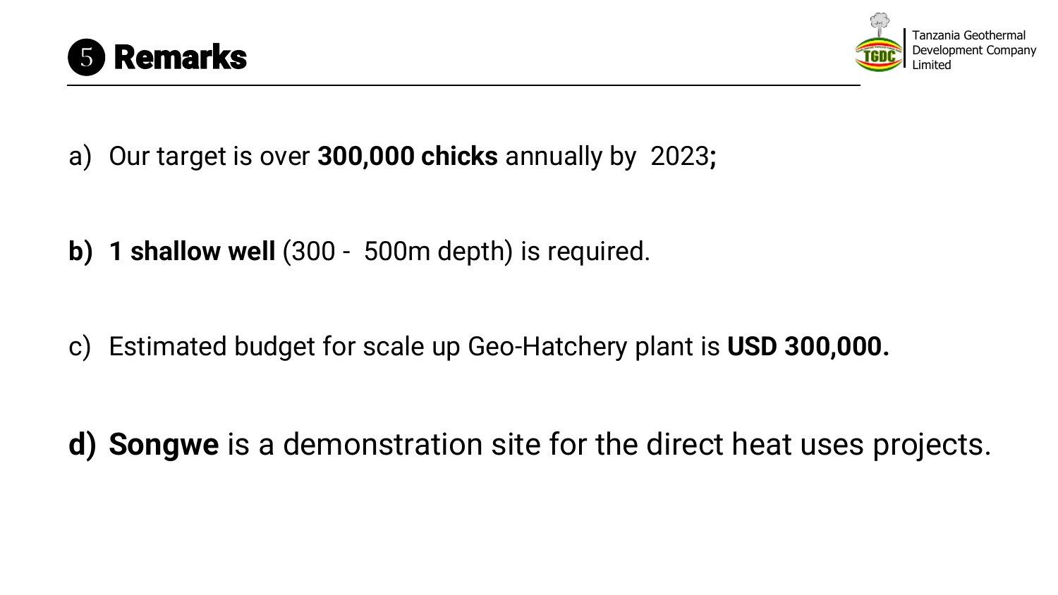# 5 Remarks

a) Our target is over **300,000 chicks** annually by 2023**;**

**b) 1 shallow well** (300 - 500m depth) is required.

c) Estimated budget for scale up Geo-Hatchery plant is **USD 300,000.**

**d) Songwe** is a demonstration site for the direct heat uses projects.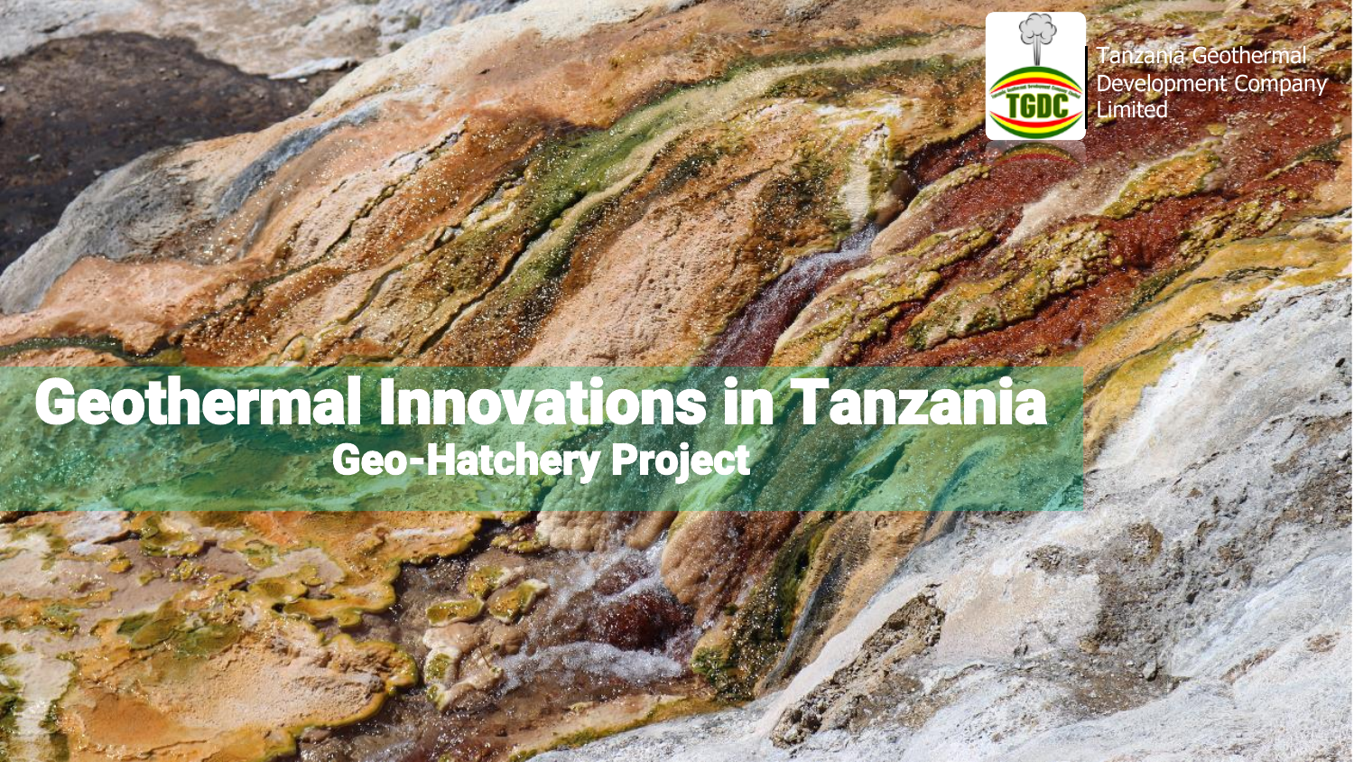Tanzania Geothermal Development Company Limited

# Geothermal Innovations in Tanzania

## Geo-Hatchery Project